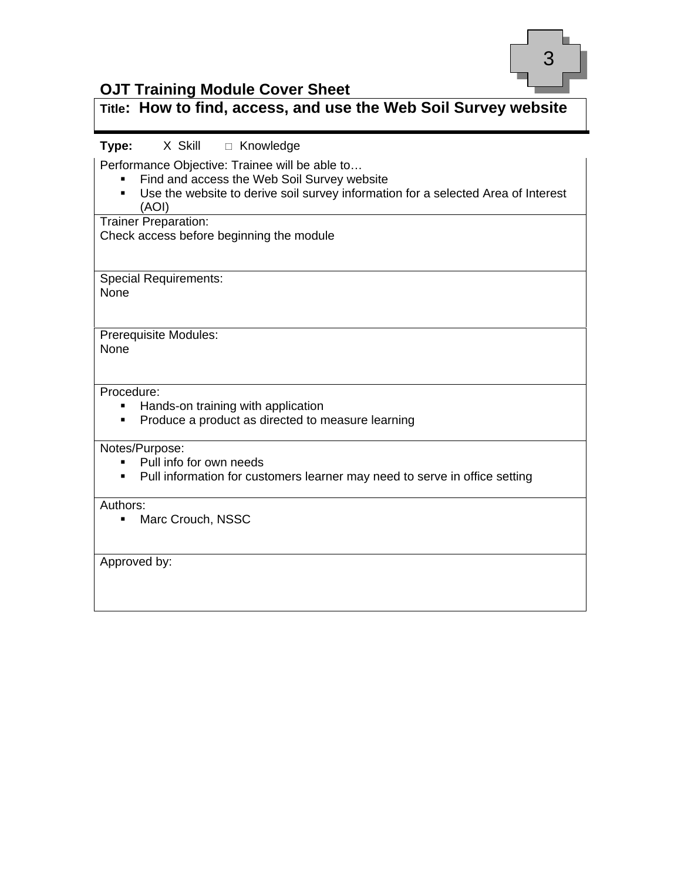3

# OJT Training Module Cover Sheet

**Title: How to find, access, and use the Web Soil Survey website**

**Type:** X Skill □ Knowledge

Performance Objective: Trainee will be able to…

- Find and access the Web Soil Survey website
- Use the website to derive soil survey information for a selected Area of Interest (AOI)

Trainer Preparation:
Check access before beginning the module

Special Requirements:
None

Prerequisite Modules:
None

Procedure:

- Hands-on training with application
- Produce a product as directed to measure learning

Notes/Purpose:

- Pull info for own needs
- Pull information for customers learner may need to serve in office setting

Authors:

- Marc Crouch, NSSC

Approved by: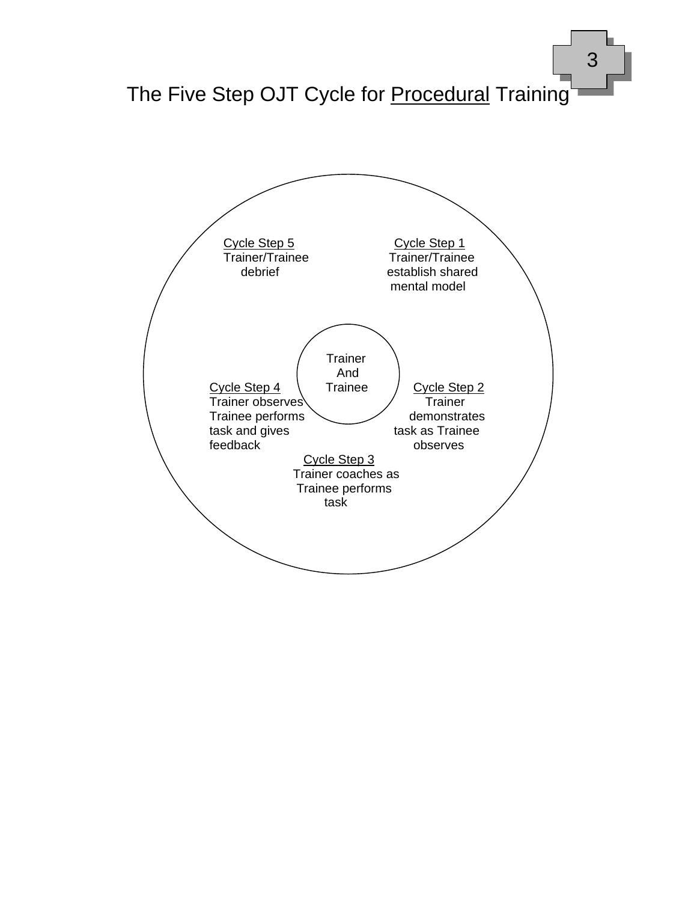# The Five Step OJT Cycle for Procedural Training

**Trainer And Trainee**

<u>Cycle Step 1</u>
Trainer/Trainee establish shared mental model

<u>Cycle Step 2</u>
Trainer demonstrates task as Trainee observes

<u>Cycle Step 3</u>
Trainer coaches as Trainee performs task

<u>Cycle Step 4</u>
Trainer observes Trainee performs task and gives feedback

<u>Cycle Step 5</u>
Trainer/Trainee debrief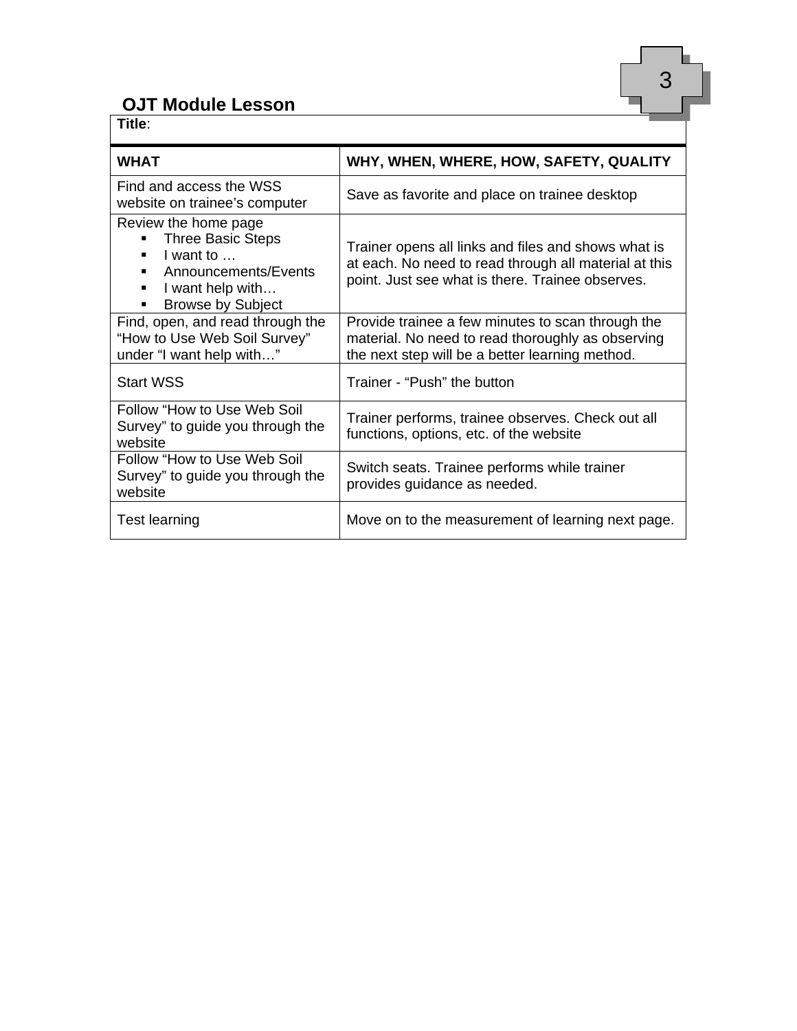## OJT Module Lesson

**Title**:

| **WHAT** | **WHY, WHEN, WHERE, HOW, SAFETY, QUALITY** |
|---|---|
| Find and access the WSS website on trainee's computer | Save as favorite and place on trainee desktop |
| Review the home page<br>▪ Three Basic Steps<br>▪ I want to …<br>▪ Announcements/Events<br>▪ I want help with…<br>▪ Browse by Subject | Trainer opens all links and files and shows what is at each. No need to read through all material at this point. Just see what is there. Trainee observes. |
| Find, open, and read through the "How to Use Web Soil Survey" under "I want help with…" | Provide trainee a few minutes to scan through the material. No need to read thoroughly as observing the next step will be a better learning method. |
| Start WSS | Trainer - "Push" the button |
| Follow "How to Use Web Soil Survey" to guide you through the website | Trainer performs, trainee observes. Check out all functions, options, etc. of the website |
| Follow "How to Use Web Soil Survey" to guide you through the website | Switch seats. Trainee performs while trainer provides guidance as needed. |
| Test learning | Move on to the measurement of learning next page. |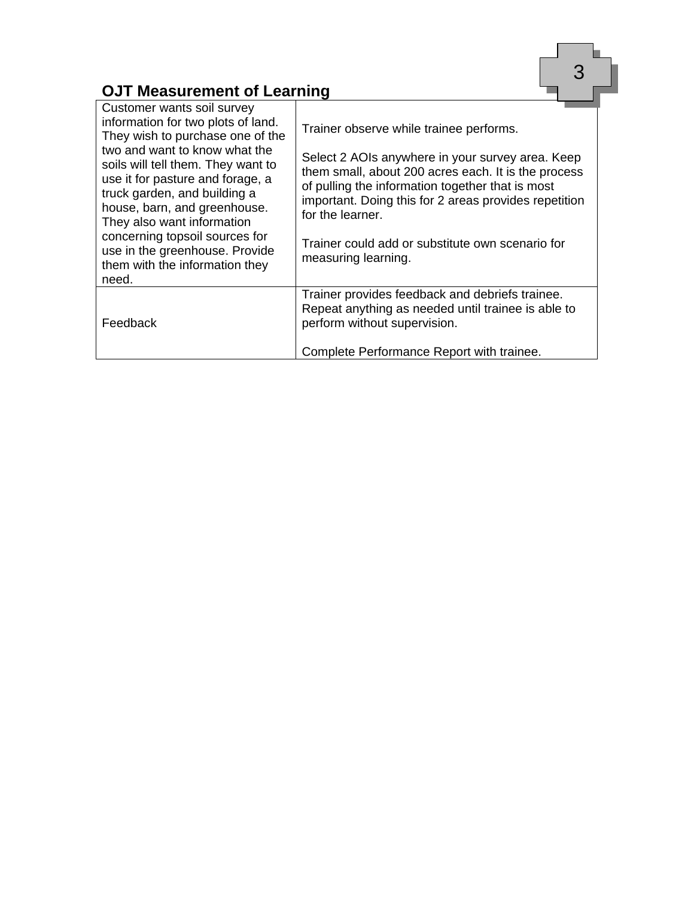## OJT Measurement of Learning

| | |
|---|---|
| Customer wants soil survey information for two plots of land. They wish to purchase one of the two and want to know what the soils will tell them. They want to use it for pasture and forage, a truck garden, and building a house, barn, and greenhouse. They also want information concerning topsoil sources for use in the greenhouse. Provide them with the information they need. | Trainer observe while trainee performs.<br><br>Select 2 AOIs anywhere in your survey area. Keep them small, about 200 acres each. It is the process of pulling the information together that is most important. Doing this for 2 areas provides repetition for the learner.<br><br>Trainer could add or substitute own scenario for measuring learning. |
| Feedback | Trainer provides feedback and debriefs trainee. Repeat anything as needed until trainee is able to perform without supervision.<br><br>Complete Performance Report with trainee. |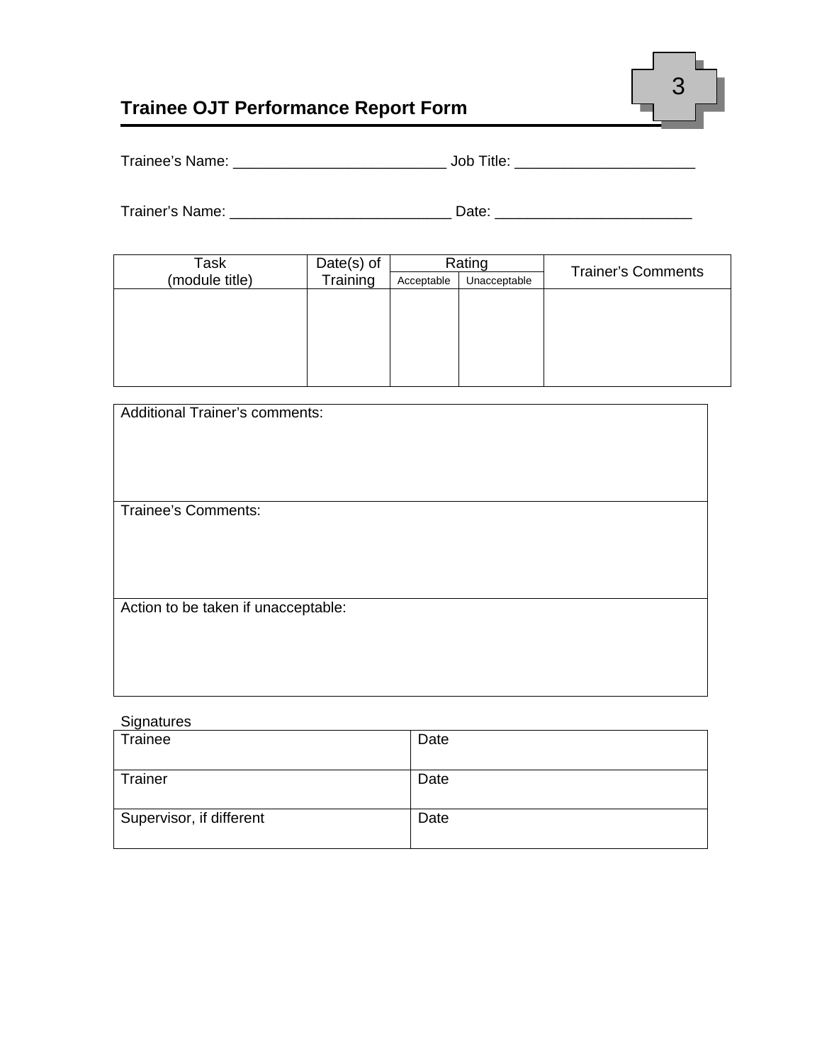## Trainee OJT Performance Report Form

3

Trainee's Name: ___________________________ Job Title: _______________________

Trainer's Name: ____________________________ Date: _________________________

| Task (module title) | Date(s) of Training | Rating | | Trainer's Comments |
|---|---|---|---|---|
| | | Acceptable | Unacceptable | |
| | | | | |

| Additional Trainer's comments: |
|---|
| |
| **Trainee's Comments:** |
| |
| **Action to be taken if unacceptable:** |
| |

Signatures

| Trainee | Date |
|---|---|
| Trainer | Date |
| Supervisor, if different | Date |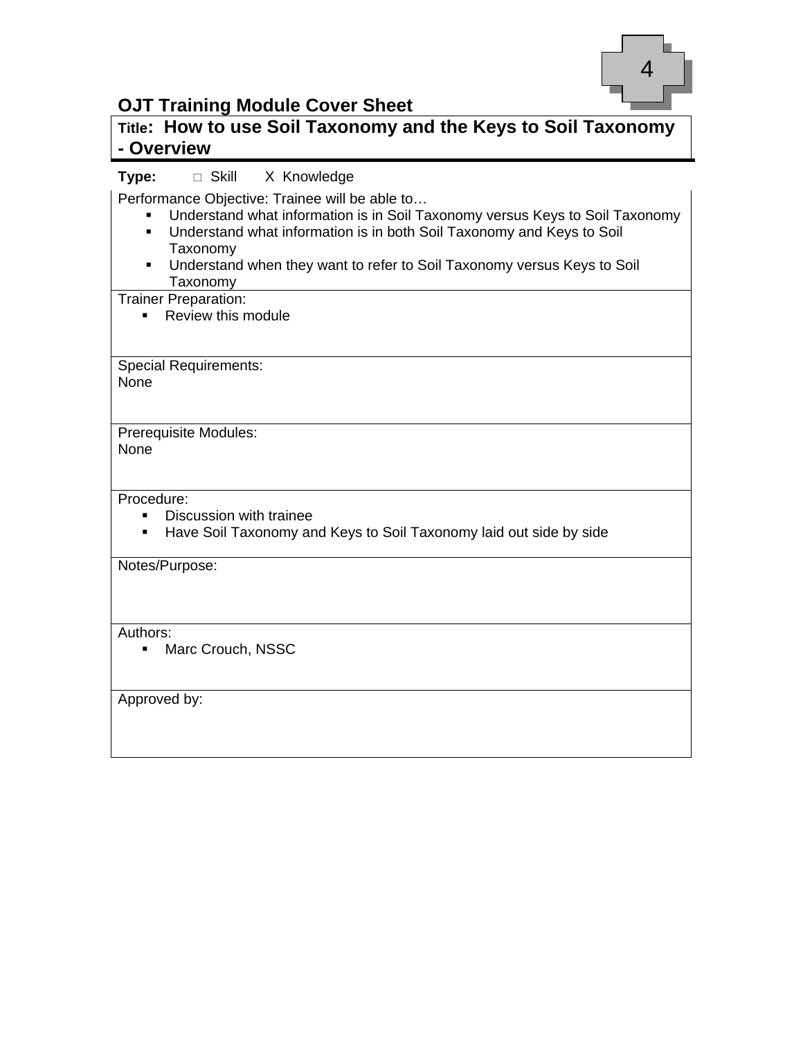4

## OJT Training Module Cover Sheet

**Title: How to use Soil Taxonomy and the Keys to Soil Taxonomy - Overview**

**Type:** □ Skill X Knowledge

Performance Objective: Trainee will be able to…

- Understand what information is in Soil Taxonomy versus Keys to Soil Taxonomy
- Understand what information is in both Soil Taxonomy and Keys to Soil Taxonomy
- Understand when they want to refer to Soil Taxonomy versus Keys to Soil Taxonomy

Trainer Preparation:

- Review this module

Special Requirements:
None

Prerequisite Modules:
None

Procedure:

- Discussion with trainee
- Have Soil Taxonomy and Keys to Soil Taxonomy laid out side by side

Notes/Purpose:

Authors:

- Marc Crouch, NSSC

Approved by: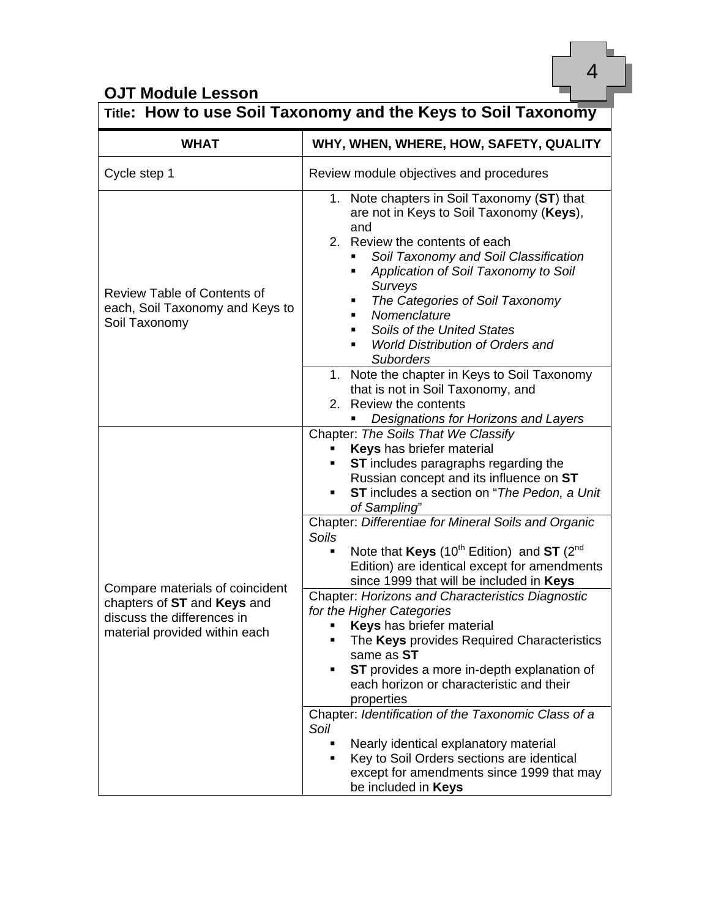# OJT Module Lesson

## Title: How to use Soil Taxonomy and the Keys to Soil Taxonomy

| WHAT | WHY, WHEN, WHERE, HOW, SAFETY, QUALITY |
|---|---|
| Cycle step 1 | Review module objectives and procedures |
| Review Table of Contents of each, Soil Taxonomy and Keys to Soil Taxonomy | 1. Note chapters in Soil Taxonomy (**ST**) that are not in Keys to Soil Taxonomy (**Keys**), and<br>2. Review the contents of each<br>▪ *Soil Taxonomy and Soil Classification*<br>▪ *Application of Soil Taxonomy to Soil Surveys*<br>▪ *The Categories of Soil Taxonomy*<br>▪ *Nomenclature*<br>▪ *Soils of the United States*<br>▪ *World Distribution of Orders and Suborders* |
| | 1. Note the chapter in Keys to Soil Taxonomy that is not in Soil Taxonomy, and<br>2. Review the contents<br>▪ *Designations for Horizons and Layers* |
| Compare materials of coincident chapters of **ST** and **Keys** and discuss the differences in material provided within each | Chapter: *The Soils That We Classify*<br>▪ **Keys** has briefer material<br>▪ **ST** includes paragraphs regarding the Russian concept and its influence on **ST**<br>▪ **ST** includes a section on "*The Pedon, a Unit of Sampling*" |
| | Chapter: *Differentiae for Mineral Soils and Organic Soils*<br>▪ Note that **Keys** (10th Edition) and **ST** (2nd Edition) are identical except for amendments since 1999 that will be included in **Keys** |
| | Chapter: *Horizons and Characteristics Diagnostic for the Higher Categories*<br>▪ **Keys** has briefer material<br>▪ The **Keys** provides Required Characteristics same as **ST**<br>▪ **ST** provides a more in-depth explanation of each horizon or characteristic and their properties |
| | Chapter: *Identification of the Taxonomic Class of a Soil*<br>▪ Nearly identical explanatory material<br>▪ Key to Soil Orders sections are identical except for amendments since 1999 that may be included in **Keys** |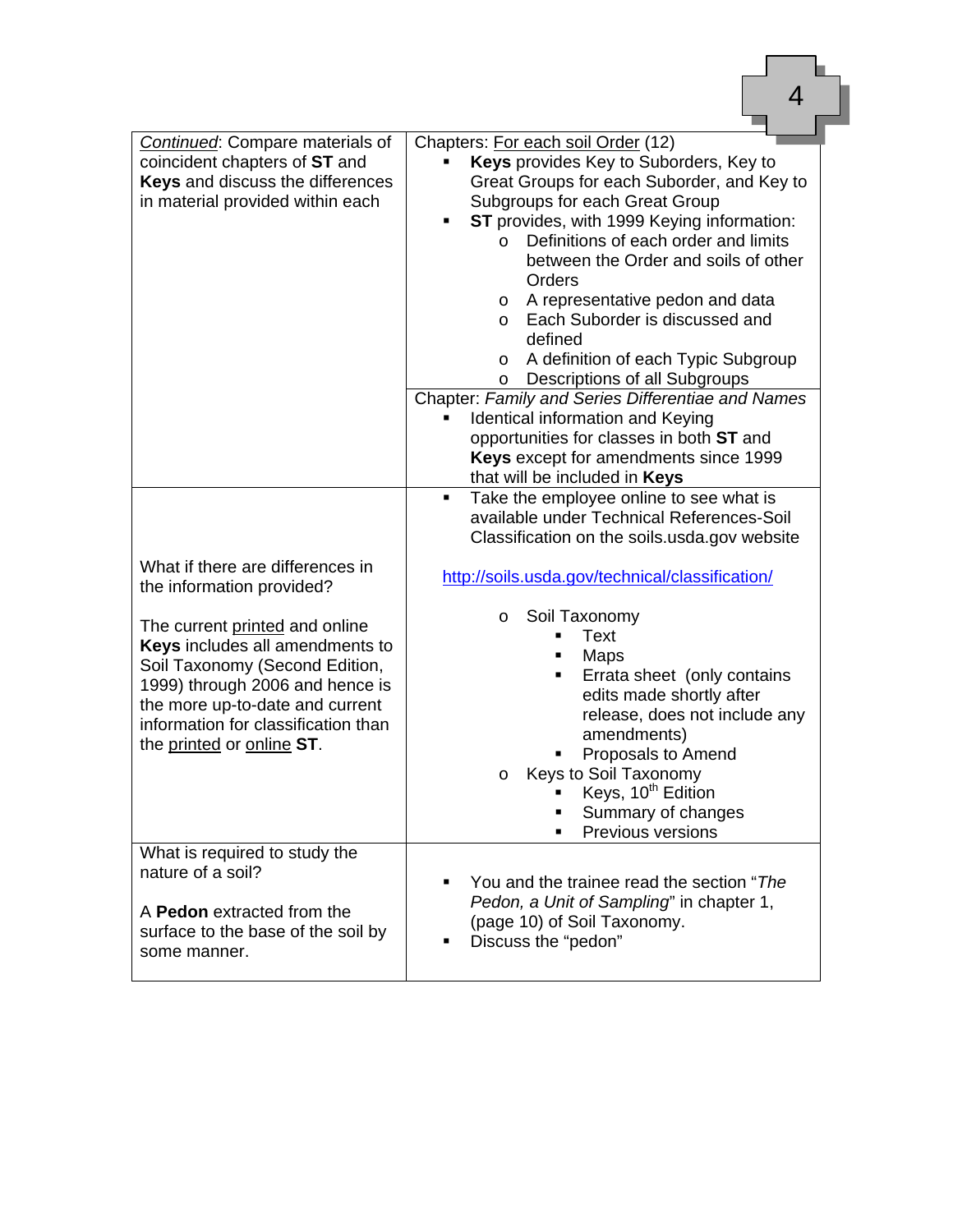| | |
|---|---|
| *Continued*: Compare materials of coincident chapters of **ST** and **Keys** and discuss the differences in material provided within each | Chapters: For each soil Order (12)<br>▪ **Keys** provides Key to Suborders, Key to Great Groups for each Suborder, and Key to Subgroups for each Great Group<br>▪ **ST** provides, with 1999 Keying information:<br>  o Definitions of each order and limits between the Order and soils of other Orders<br>  o A representative pedon and data<br>  o Each Suborder is discussed and defined<br>  o A definition of each Typic Subgroup<br>  o Descriptions of all Subgroups |
| | Chapter: *Family and Series Differentiae and Names*<br>▪ Identical information and Keying opportunities for classes in both **ST** and **Keys** except for amendments since 1999 that will be included in **Keys** |
| What if there are differences in the information provided?<br><br>The current printed and online **Keys** includes all amendments to Soil Taxonomy (Second Edition, 1999) through 2006 and hence is the more up-to-date and current information for classification than the printed or online **ST**. | ▪ Take the employee online to see what is available under Technical References-Soil Classification on the soils.usda.gov website<br><br>http://soils.usda.gov/technical/classification/<br><br>  o Soil Taxonomy<br>    ▪ Text<br>    ▪ Maps<br>    ▪ Errata sheet (only contains edits made shortly after release, does not include any amendments)<br>    ▪ Proposals to Amend<br>  o Keys to Soil Taxonomy<br>    ▪ Keys, 10th Edition<br>    ▪ Summary of changes<br>    ▪ Previous versions |
| What is required to study the nature of a soil?<br><br>A **Pedon** extracted from the surface to the base of the soil by some manner. | ▪ You and the trainee read the section "*The Pedon, a Unit of Sampling*" in chapter 1, (page 10) of Soil Taxonomy.<br>▪ Discuss the "pedon" |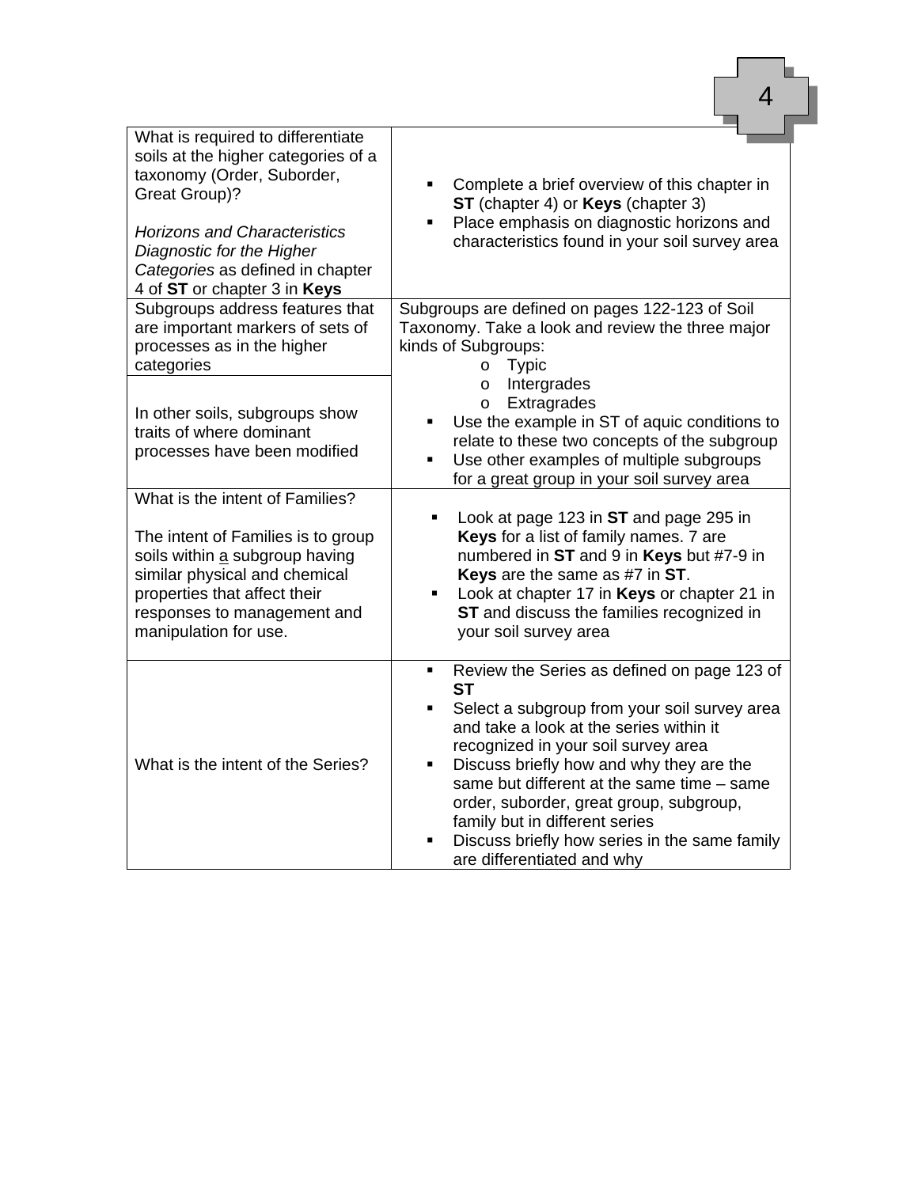| | |
|---|---|
| What is required to differentiate soils at the higher categories of a taxonomy (Order, Suborder, Great Group)?<br><br>*Horizons and Characteristics Diagnostic for the Higher Categories* as defined in chapter 4 of **ST** or chapter 3 in **Keys** | ▪ Complete a brief overview of this chapter in **ST** (chapter 4) or **Keys** (chapter 3)<br>▪ Place emphasis on diagnostic horizons and characteristics found in your soil survey area |
| Subgroups address features that are important markers of sets of processes as in the higher categories<br><br>In other soils, subgroups show traits of where dominant processes have been modified | Subgroups are defined on pages 122-123 of Soil Taxonomy. Take a look and review the three major kinds of Subgroups:<br>o Typic<br>o Intergrades<br>o Extragrades<br>▪ Use the example in ST of aquic conditions to relate to these two concepts of the subgroup<br>▪ Use other examples of multiple subgroups for a great group in your soil survey area |
| What is the intent of Families?<br><br>The intent of Families is to group soils within a subgroup having similar physical and chemical properties that affect their responses to management and manipulation for use. | ▪ Look at page 123 in **ST** and page 295 in **Keys** for a list of family names. 7 are numbered in **ST** and 9 in **Keys** but #7-9 in **Keys** are the same as #7 in **ST**.<br>▪ Look at chapter 17 in **Keys** or chapter 21 in **ST** and discuss the families recognized in your soil survey area |
| What is the intent of the Series? | ▪ Review the Series as defined on page 123 of **ST**<br>▪ Select a subgroup from your soil survey area and take a look at the series within it recognized in your soil survey area<br>▪ Discuss briefly how and why they are the same but different at the same time – same order, suborder, great group, subgroup, family but in different series<br>▪ Discuss briefly how series in the same family are differentiated and why |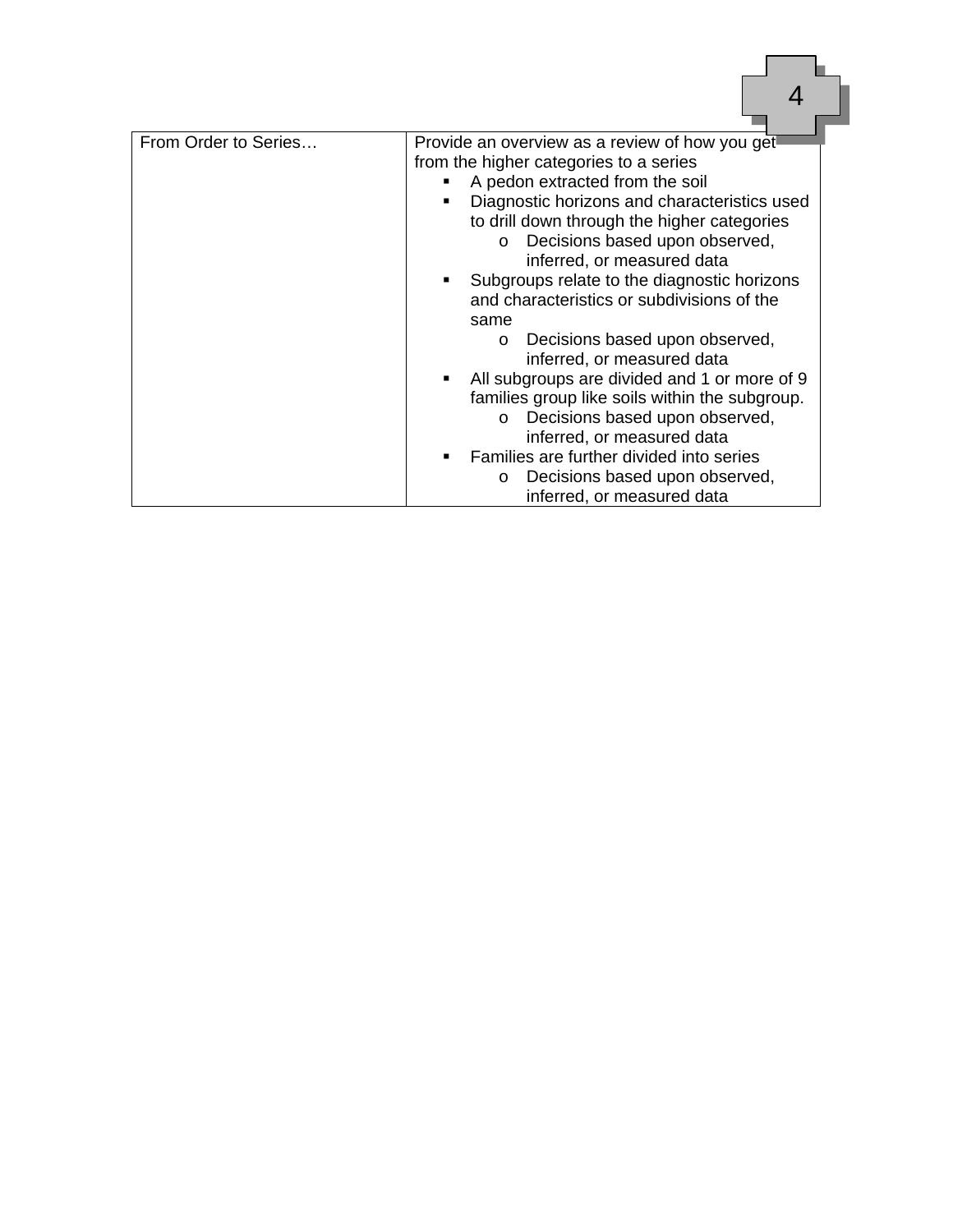| From Order to Series… | Provide an overview as a review of how you get from the higher categories to a series<br>▪ A pedon extracted from the soil<br>▪ Diagnostic horizons and characteristics used to drill down through the higher categories<br>&nbsp;&nbsp;&nbsp;&nbsp;o Decisions based upon observed, inferred, or measured data<br>▪ Subgroups relate to the diagnostic horizons and characteristics or subdivisions of the same<br>&nbsp;&nbsp;&nbsp;&nbsp;o Decisions based upon observed, inferred, or measured data<br>▪ All subgroups are divided and 1 or more of 9 families group like soils within the subgroup.<br>&nbsp;&nbsp;&nbsp;&nbsp;o Decisions based upon observed, inferred, or measured data<br>▪ Families are further divided into series<br>&nbsp;&nbsp;&nbsp;&nbsp;o Decisions based upon observed, inferred, or measured data |
|---|---|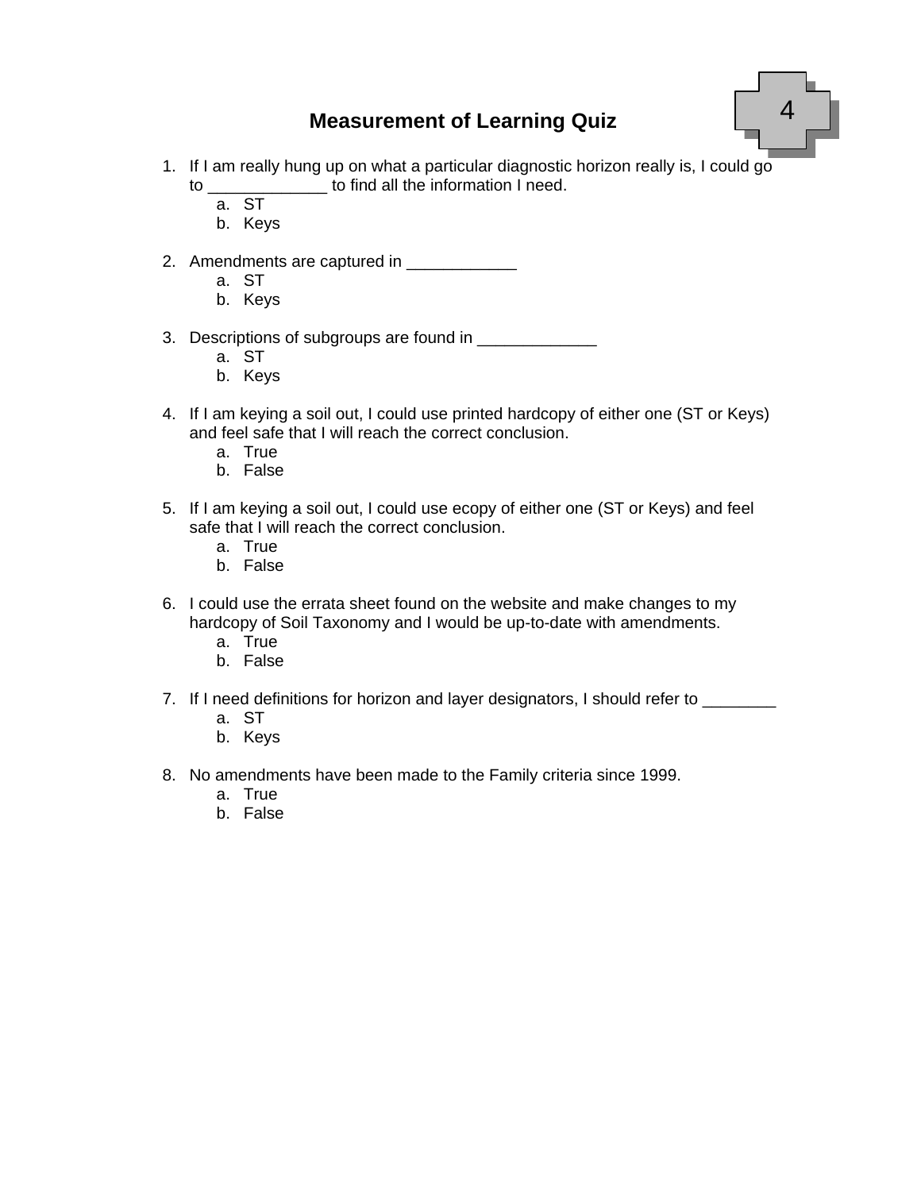# Measurement of Learning Quiz

4

1. If I am really hung up on what a particular diagnostic horizon really is, I could go to _____________ to find all the information I need.
   a. ST
   b. Keys

2. Amendments are captured in ____________
   a. ST
   b. Keys

3. Descriptions of subgroups are found in _____________
   a. ST
   b. Keys

4. If I am keying a soil out, I could use printed hardcopy of either one (ST or Keys) and feel safe that I will reach the correct conclusion.
   a. True
   b. False

5. If I am keying a soil out, I could use ecopy of either one (ST or Keys) and feel safe that I will reach the correct conclusion.
   a. True
   b. False

6. I could use the errata sheet found on the website and make changes to my hardcopy of Soil Taxonomy and I would be up-to-date with amendments.
   a. True
   b. False

7. If I need definitions for horizon and layer designators, I should refer to ________
   a. ST
   b. Keys

8. No amendments have been made to the Family criteria since 1999.
   a. True
   b. False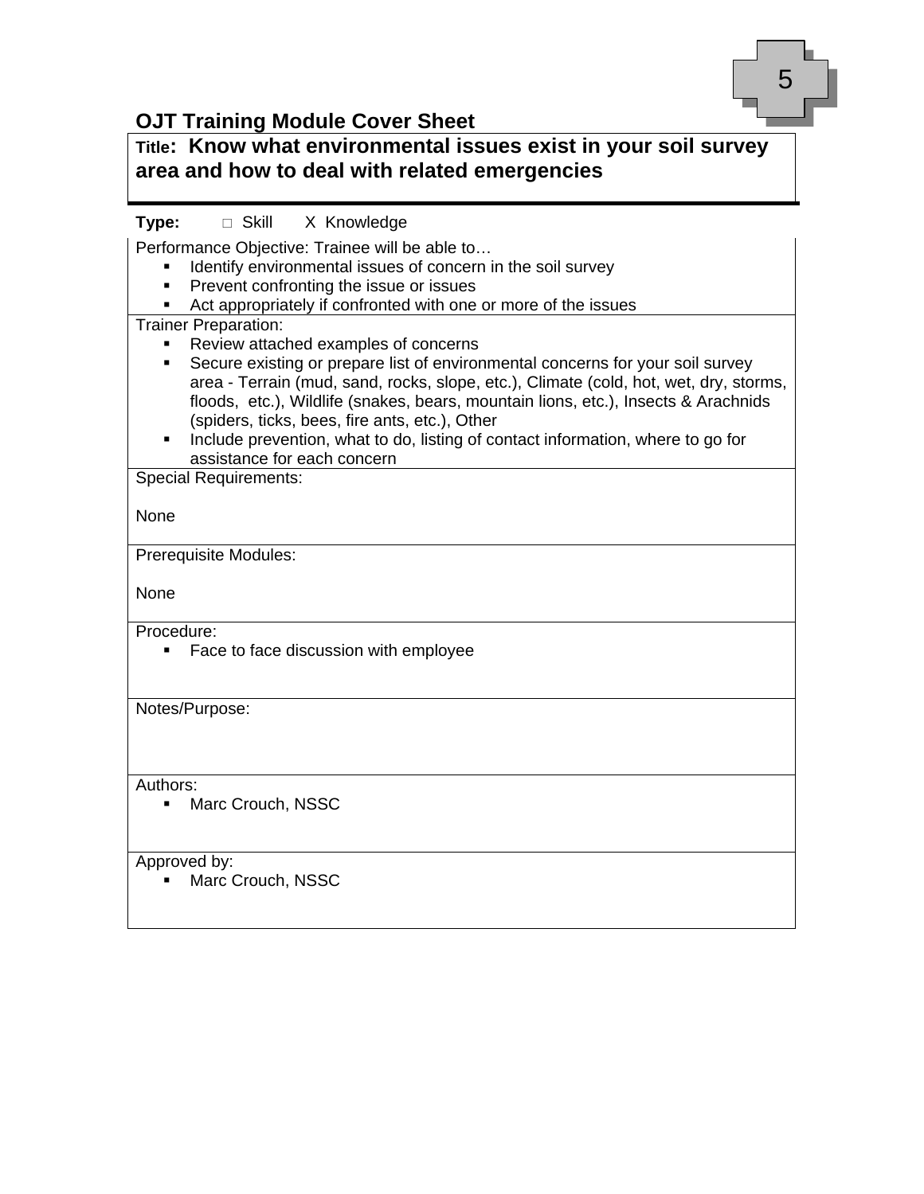## OJT Training Module Cover Sheet

**Title: Know what environmental issues exist in your soil survey area and how to deal with related emergencies**

**Type:** □ Skill X Knowledge

Performance Objective: Trainee will be able to…

- Identify environmental issues of concern in the soil survey
- Prevent confronting the issue or issues
- Act appropriately if confronted with one or more of the issues

Trainer Preparation:

- Review attached examples of concerns
- Secure existing or prepare list of environmental concerns for your soil survey area - Terrain (mud, sand, rocks, slope, etc.), Climate (cold, hot, wet, dry, storms, floods, etc.), Wildlife (snakes, bears, mountain lions, etc.), Insects & Arachnids (spiders, ticks, bees, fire ants, etc.), Other
- Include prevention, what to do, listing of contact information, where to go for assistance for each concern

Special Requirements:

None

Prerequisite Modules:

None

Procedure:

- Face to face discussion with employee

Notes/Purpose:

Authors:

- Marc Crouch, NSSC

Approved by:

- Marc Crouch, NSSC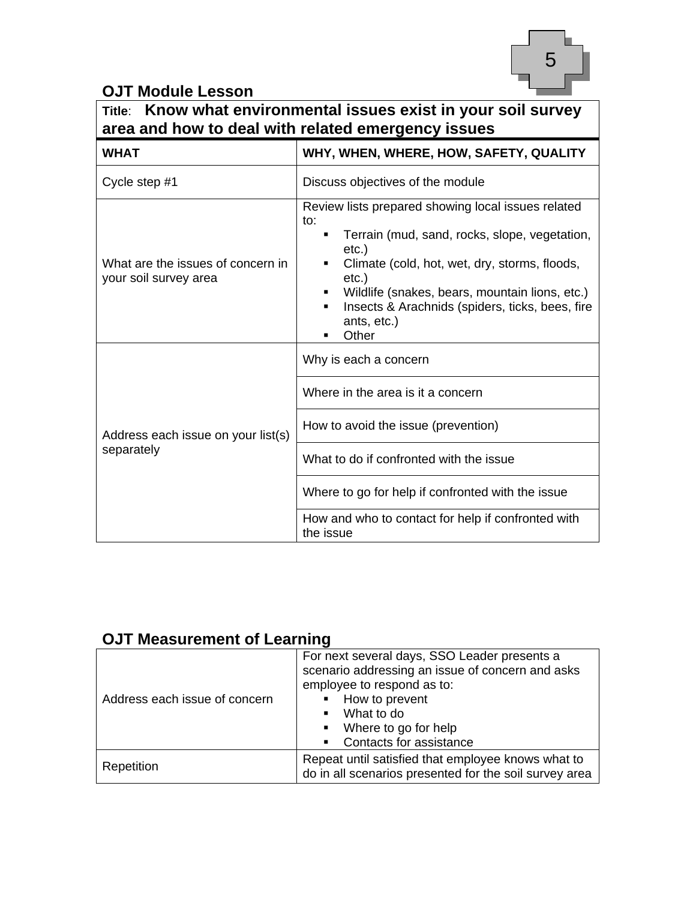## OJT Module Lesson

| **Title**: **Know what environmental issues exist in your soil survey area and how to deal with related emergency issues** | |
|---|---|
| **WHAT** | **WHY, WHEN, WHERE, HOW, SAFETY, QUALITY** |
| Cycle step #1 | Discuss objectives of the module |
| What are the issues of concern in your soil survey area | Review lists prepared showing local issues related to:<br>▪ Terrain (mud, sand, rocks, slope, vegetation, etc.)<br>▪ Climate (cold, hot, wet, dry, storms, floods, etc.)<br>▪ Wildlife (snakes, bears, mountain lions, etc.)<br>▪ Insects & Arachnids (spiders, ticks, bees, fire ants, etc.)<br>▪ Other |
| Address each issue on your list(s) separately | Why is each a concern |
| | Where in the area is it a concern |
| | How to avoid the issue (prevention) |
| | What to do if confronted with the issue |
| | Where to go for help if confronted with the issue |
| | How and who to contact for help if confronted with the issue |

## OJT Measurement of Learning

| | |
|---|---|
| Address each issue of concern | For next several days, SSO Leader presents a scenario addressing an issue of concern and asks employee to respond as to:<br>▪ How to prevent<br>▪ What to do<br>▪ Where to go for help<br>▪ Contacts for assistance |
| Repetition | Repeat until satisfied that employee knows what to do in all scenarios presented for the soil survey area |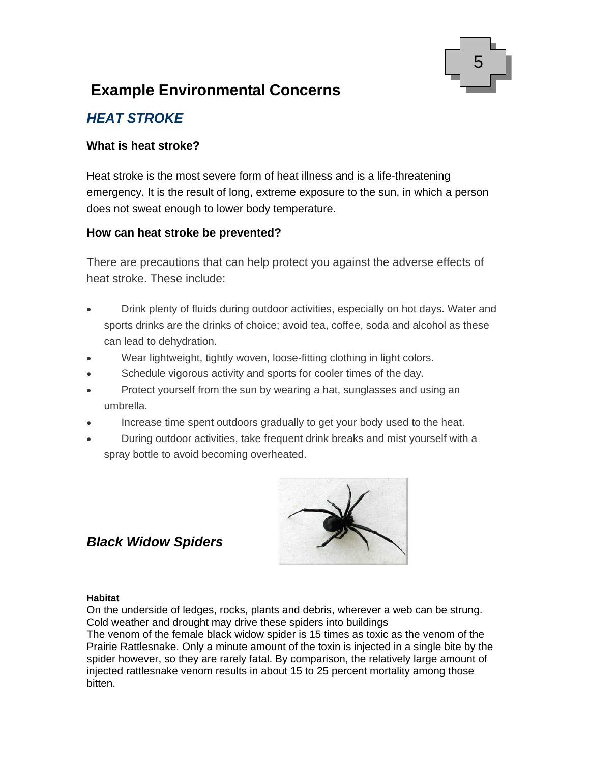## Example Environmental Concerns

### *HEAT STROKE*

**What is heat stroke?**

Heat stroke is the most severe form of heat illness and is a life-threatening emergency. It is the result of long, extreme exposure to the sun, in which a person does not sweat enough to lower body temperature.

**How can heat stroke be prevented?**

There are precautions that can help protect you against the adverse effects of heat stroke. These include:

- Drink plenty of fluids during outdoor activities, especially on hot days. Water and sports drinks are the drinks of choice; avoid tea, coffee, soda and alcohol as these can lead to dehydration.
- Wear lightweight, tightly woven, loose-fitting clothing in light colors.
- Schedule vigorous activity and sports for cooler times of the day.
- Protect yourself from the sun by wearing a hat, sunglasses and using an umbrella.
- Increase time spent outdoors gradually to get your body used to the heat.
- During outdoor activities, take frequent drink breaks and mist yourself with a spray bottle to avoid becoming overheated.

### *Black Widow Spiders*

**Habitat**

On the underside of ledges, rocks, plants and debris, wherever a web can be strung. Cold weather and drought may drive these spiders into buildings

The venom of the female black widow spider is 15 times as toxic as the venom of the Prairie Rattlesnake. Only a minute amount of the toxin is injected in a single bite by the spider however, so they are rarely fatal. By comparison, the relatively large amount of injected rattlesnake venom results in about 15 to 25 percent mortality among those bitten.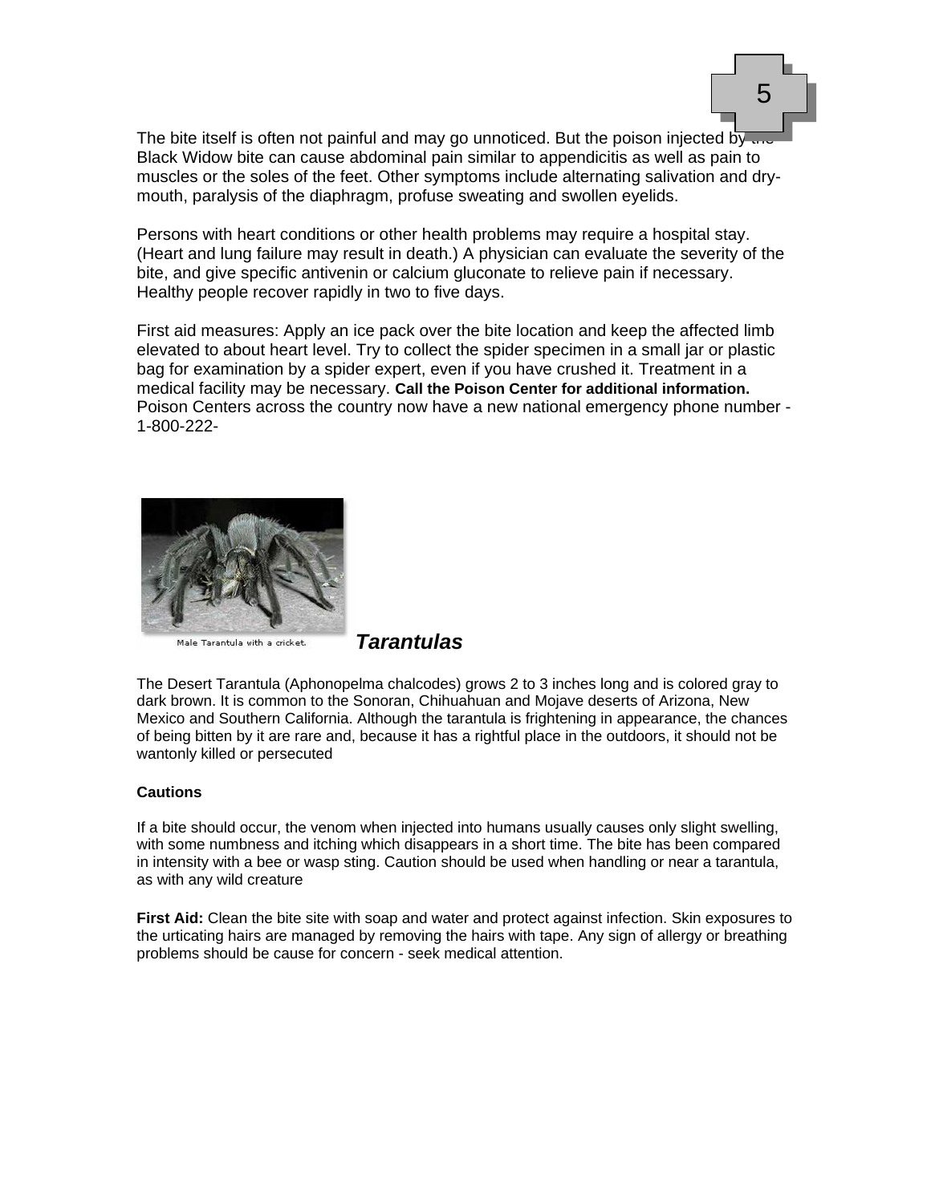The bite itself is often not painful and may go unnoticed. But the poison injected by the Black Widow bite can cause abdominal pain similar to appendicitis as well as pain to muscles or the soles of the feet. Other symptoms include alternating salivation and dry-mouth, paralysis of the diaphragm, profuse sweating and swollen eyelids.

Persons with heart conditions or other health problems may require a hospital stay. (Heart and lung failure may result in death.) A physician can evaluate the severity of the bite, and give specific antivenin or calcium gluconate to relieve pain if necessary. Healthy people recover rapidly in two to five days.

First aid measures: Apply an ice pack over the bite location and keep the affected limb elevated to about heart level. Try to collect the spider specimen in a small jar or plastic bag for examination by a spider expert, even if you have crushed it. Treatment in a medical facility may be necessary. **Call the Poison Center for additional information.** Poison Centers across the country now have a new national emergency phone number - 1-800-222-

Male Tarantula with a cricket.

## *Tarantulas*

The Desert Tarantula (Aphonopelma chalcodes) grows 2 to 3 inches long and is colored gray to dark brown. It is common to the Sonoran, Chihuahuan and Mojave deserts of Arizona, New Mexico and Southern California. Although the tarantula is frightening in appearance, the chances of being bitten by it are rare and, because it has a rightful place in the outdoors, it should not be wantonly killed or persecuted

**Cautions**

If a bite should occur, the venom when injected into humans usually causes only slight swelling, with some numbness and itching which disappears in a short time. The bite has been compared in intensity with a bee or wasp sting. Caution should be used when handling or near a tarantula, as with any wild creature

**First Aid:** Clean the bite site with soap and water and protect against infection. Skin exposures to the urticating hairs are managed by removing the hairs with tape. Any sign of allergy or breathing problems should be cause for concern - seek medical attention.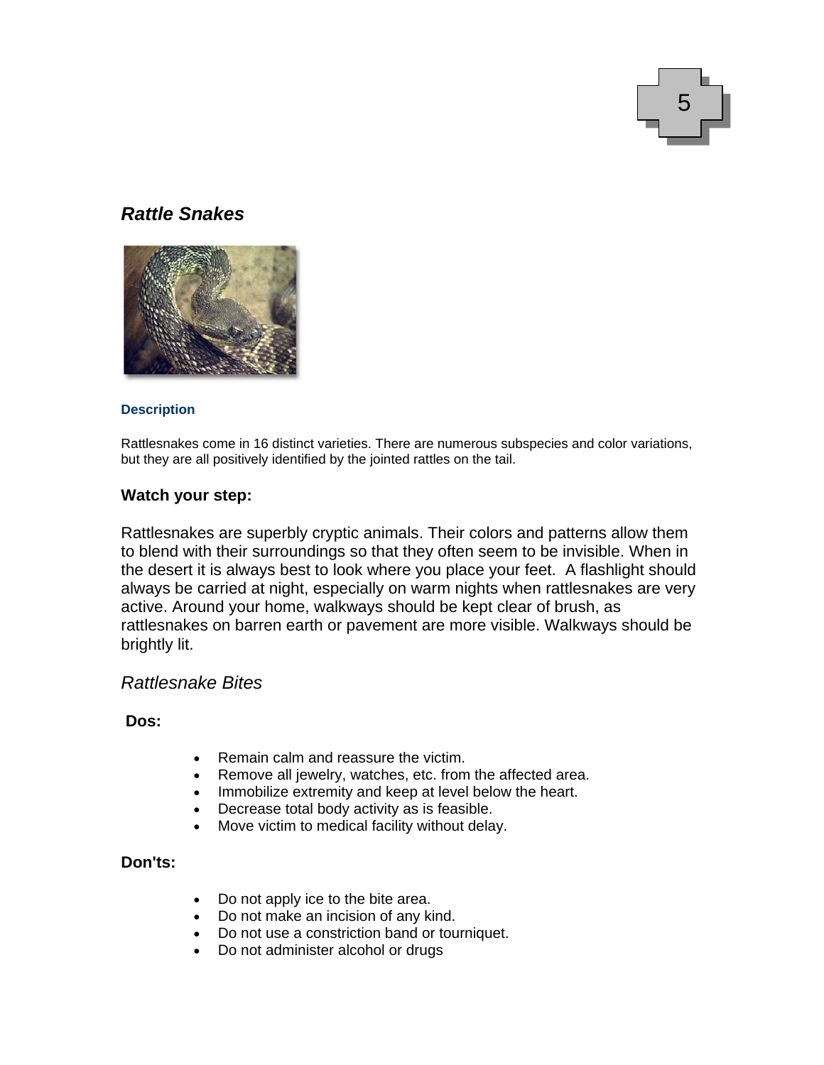## *Rattle Snakes*

### Description

Rattlesnakes come in 16 distinct varieties. There are numerous subspecies and color variations, but they are all positively identified by the jointed rattles on the tail.

**Watch your step:**

Rattlesnakes are superbly cryptic animals. Their colors and patterns allow them to blend with their surroundings so that they often seem to be invisible. When in the desert it is always best to look where you place your feet. A flashlight should always be carried at night, especially on warm nights when rattlesnakes are very active. Around your home, walkways should be kept clear of brush, as rattlesnakes on barren earth or pavement are more visible. Walkways should be brightly lit.

### *Rattlesnake Bites*

**Dos:**

- Remain calm and reassure the victim.
- Remove all jewelry, watches, etc. from the affected area.
- Immobilize extremity and keep at level below the heart.
- Decrease total body activity as is feasible.
- Move victim to medical facility without delay.

**Don'ts:**

- Do not apply ice to the bite area.
- Do not make an incision of any kind.
- Do not use a constriction band or tourniquet.
- Do not administer alcohol or drugs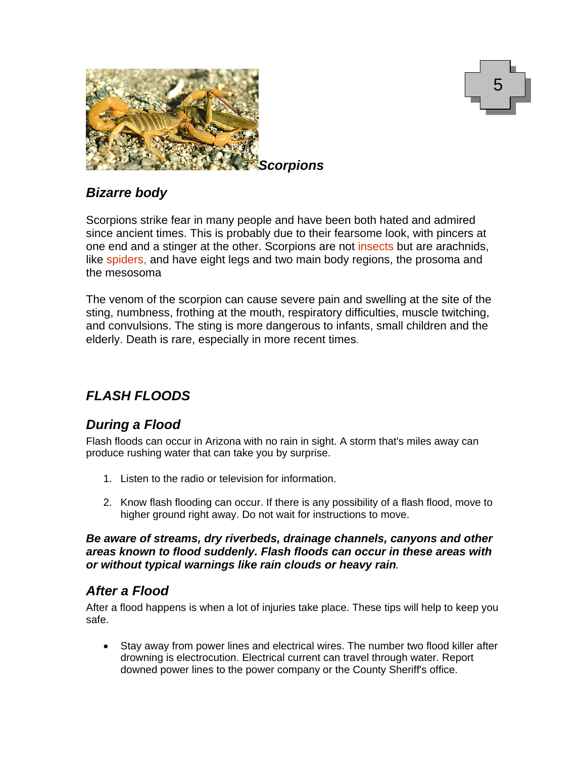***Scorpions***

## *Bizarre body*

Scorpions strike fear in many people and have been both hated and admired since ancient times. This is probably due to their fearsome look, with pincers at one end and a stinger at the other. Scorpions are not insects but are arachnids, like spiders, and have eight legs and two main body regions, the prosoma and the mesosoma

The venom of the scorpion can cause severe pain and swelling at the site of the sting, numbness, frothing at the mouth, respiratory difficulties, muscle twitching, and convulsions. The sting is more dangerous to infants, small children and the elderly. Death is rare, especially in more recent times.

## *FLASH FLOODS*

### *During a Flood*

Flash floods can occur in Arizona with no rain in sight. A storm that's miles away can produce rushing water that can take you by surprise.

1. Listen to the radio or television for information.
2. Know flash flooding can occur. If there is any possibility of a flash flood, move to higher ground right away. Do not wait for instructions to move.

***Be aware of streams, dry riverbeds, drainage channels, canyons and other areas known to flood suddenly. Flash floods can occur in these areas with or without typical warnings like rain clouds or heavy rain.***

### *After a Flood*

After a flood happens is when a lot of injuries take place. These tips will help to keep you safe.

- Stay away from power lines and electrical wires. The number two flood killer after drowning is electrocution. Electrical current can travel through water. Report downed power lines to the power company or the County Sheriff's office.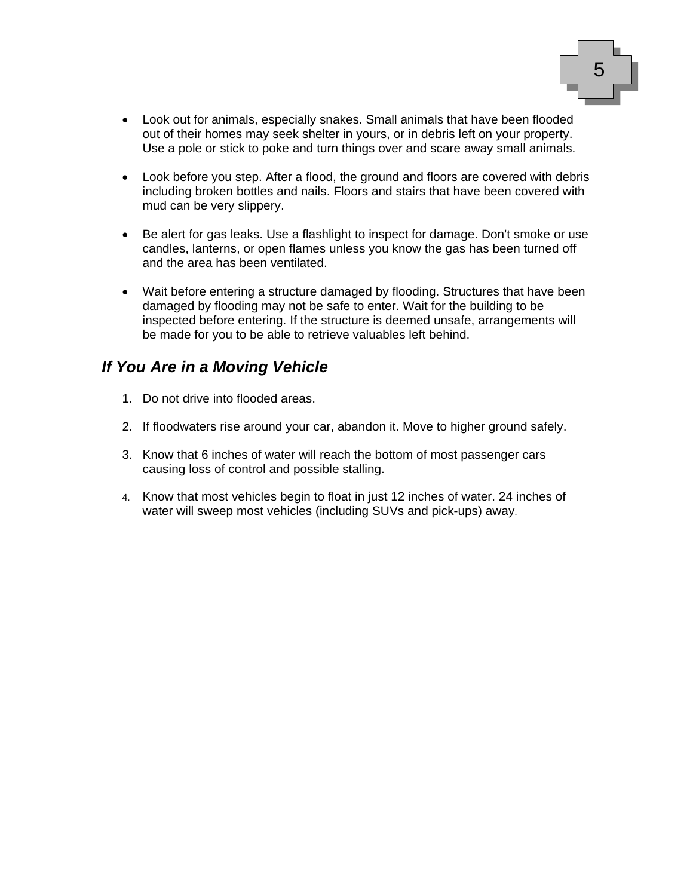- Look out for animals, especially snakes. Small animals that have been flooded out of their homes may seek shelter in yours, or in debris left on your property. Use a pole or stick to poke and turn things over and scare away small animals.

- Look before you step. After a flood, the ground and floors are covered with debris including broken bottles and nails. Floors and stairs that have been covered with mud can be very slippery.

- Be alert for gas leaks. Use a flashlight to inspect for damage. Don't smoke or use candles, lanterns, or open flames unless you know the gas has been turned off and the area has been ventilated.

- Wait before entering a structure damaged by flooding. Structures that have been damaged by flooding may not be safe to enter. Wait for the building to be inspected before entering. If the structure is deemed unsafe, arrangements will be made for you to be able to retrieve valuables left behind.

### *If You Are in a Moving Vehicle*

1. Do not drive into flooded areas.

2. If floodwaters rise around your car, abandon it. Move to higher ground safely.

3. Know that 6 inches of water will reach the bottom of most passenger cars causing loss of control and possible stalling.

4. Know that most vehicles begin to float in just 12 inches of water. 24 inches of water will sweep most vehicles (including SUVs and pick-ups) away.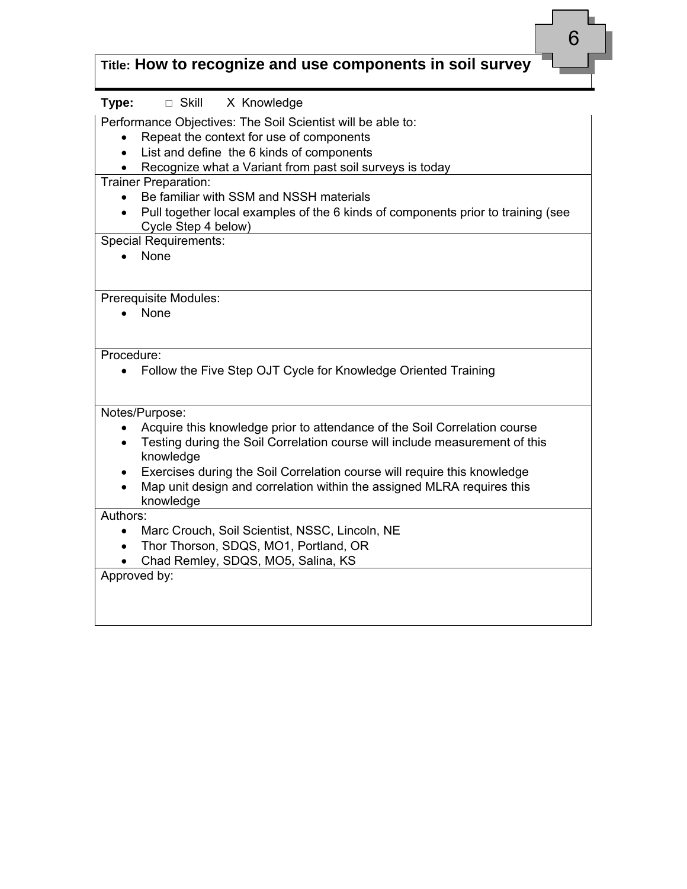**Title: How to recognize and use components in soil survey**

6

**Type:** □ Skill X Knowledge

Performance Objectives: The Soil Scientist will be able to:

- Repeat the context for use of components
- List and define the 6 kinds of components
- Recognize what a Variant from past soil surveys is today

Trainer Preparation:

- Be familiar with SSM and NSSH materials
- Pull together local examples of the 6 kinds of components prior to training (see Cycle Step 4 below)

Special Requirements:

- None

Prerequisite Modules:

- None

Procedure:

- Follow the Five Step OJT Cycle for Knowledge Oriented Training

Notes/Purpose:

- Acquire this knowledge prior to attendance of the Soil Correlation course
- Testing during the Soil Correlation course will include measurement of this knowledge
- Exercises during the Soil Correlation course will require this knowledge
- Map unit design and correlation within the assigned MLRA requires this knowledge

Authors:

- Marc Crouch, Soil Scientist, NSSC, Lincoln, NE
- Thor Thorson, SDQS, MO1, Portland, OR
- Chad Remley, SDQS, MO5, Salina, KS

Approved by: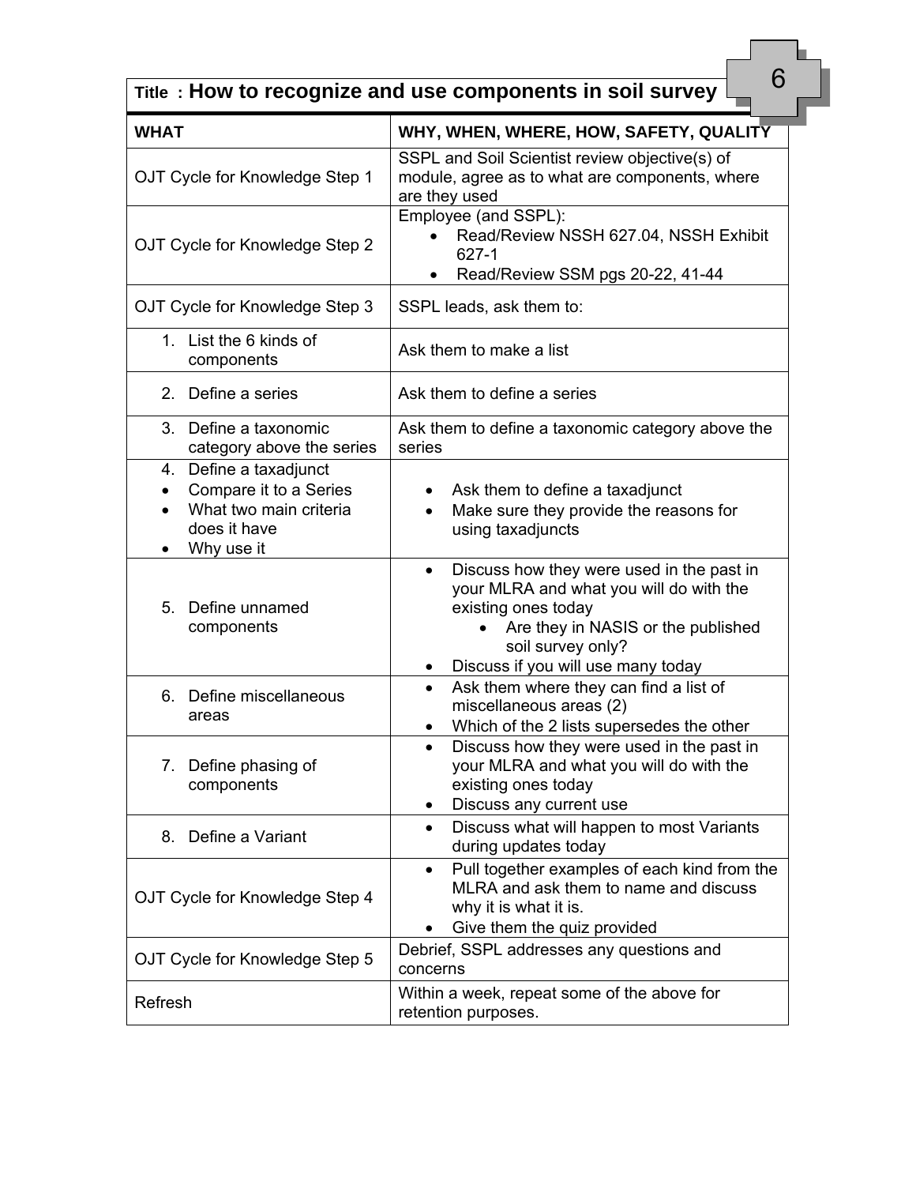| Title : How to recognize and use components in soil survey | 6 |
|---|---|
| **WHAT** | **WHY, WHEN, WHERE, HOW, SAFETY, QUALITY** |
| OJT Cycle for Knowledge Step 1 | SSPL and Soil Scientist review objective(s) of module, agree as to what are components, where are they used |
| OJT Cycle for Knowledge Step 2 | Employee (and SSPL):<br>• Read/Review NSSH 627.04, NSSH Exhibit 627-1<br>• Read/Review SSM pgs 20-22, 41-44 |
| OJT Cycle for Knowledge Step 3 | SSPL leads, ask them to: |
| 1. List the 6 kinds of components | Ask them to make a list |
| 2. Define a series | Ask them to define a series |
| 3. Define a taxonomic category above the series | Ask them to define a taxonomic category above the series |
| 4. Define a taxadjunct<br>• Compare it to a Series<br>• What two main criteria does it have<br>• Why use it | • Ask them to define a taxadjunct<br>• Make sure they provide the reasons for using taxadjuncts |
| 5. Define unnamed components | • Discuss how they were used in the past in your MLRA and what you will do with the existing ones today<br>  • Are they in NASIS or the published soil survey only?<br>• Discuss if you will use many today |
| 6. Define miscellaneous areas | • Ask them where they can find a list of miscellaneous areas (2)<br>• Which of the 2 lists supersedes the other |
| 7. Define phasing of components | • Discuss how they were used in the past in your MLRA and what you will do with the existing ones today<br>• Discuss any current use |
| 8. Define a Variant | • Discuss what will happen to most Variants during updates today |
| OJT Cycle for Knowledge Step 4 | • Pull together examples of each kind from the MLRA and ask them to name and discuss why it is what it is.<br>• Give them the quiz provided |
| OJT Cycle for Knowledge Step 5 | Debrief, SSPL addresses any questions and concerns |
| Refresh | Within a week, repeat some of the above for retention purposes. |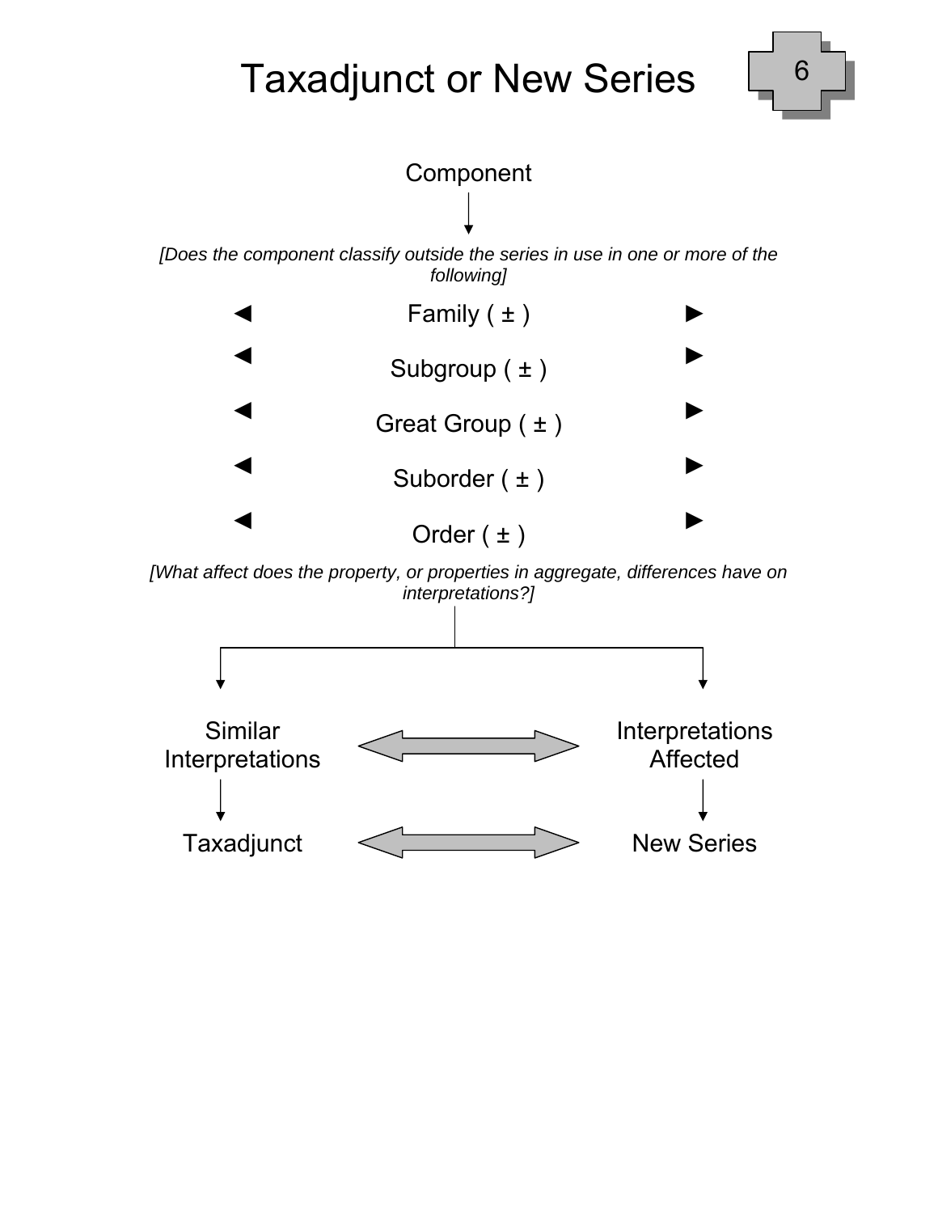# Taxadjunct or New Series

6

Component

↓

*[Does the component classify outside the series in use in one or more of the following]*

◄ Family ( ± ) ►

◄ Subgroup ( ± ) ►

◄ Great Group ( ± ) ►

◄ Suborder ( ± ) ►

◄ Order ( ± ) ►

*[What affect does the property, or properties in aggregate, differences have on interpretations?]*

| | | |
|---|---|---|
| Similar Interpretations | ⟷ | Interpretations Affected |
| ↓ | | ↓ |
| Taxadjunct | ⟷ | New Series |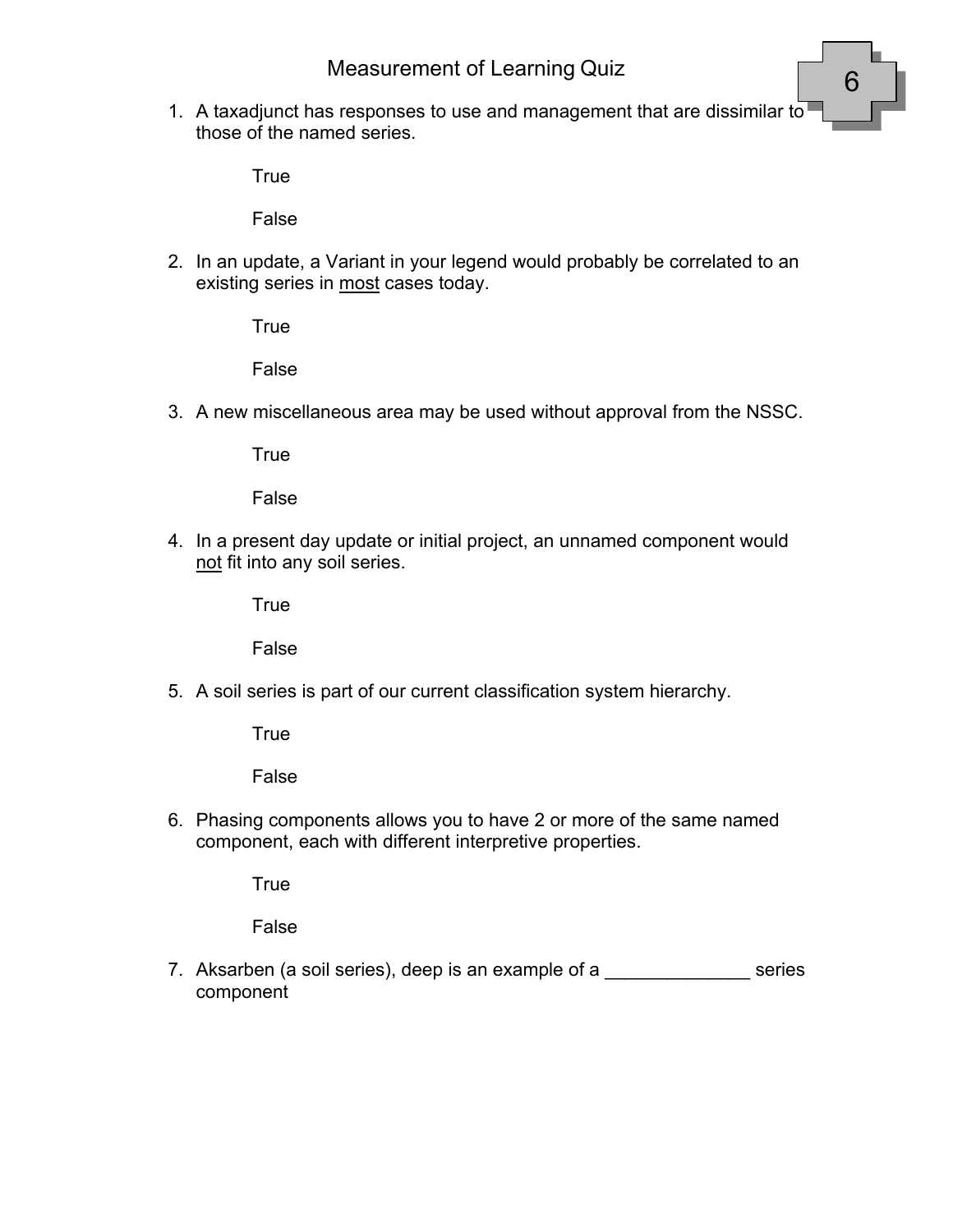# Measurement of Learning Quiz

6

1. A taxadjunct has responses to use and management that are dissimilar to those of the named series.

   True

   False

2. In an update, a Variant in your legend would probably be correlated to an existing series in <u>most</u> cases today.

   True

   False

3. A new miscellaneous area may be used without approval from the NSSC.

   True

   False

4. In a present day update or initial project, an unnamed component would <u>not</u> fit into any soil series.

   True

   False

5. A soil series is part of our current classification system hierarchy.

   True

   False

6. Phasing components allows you to have 2 or more of the same named component, each with different interpretive properties.

   True

   False

7. Aksarben (a soil series), deep is an example of a ______________ series component